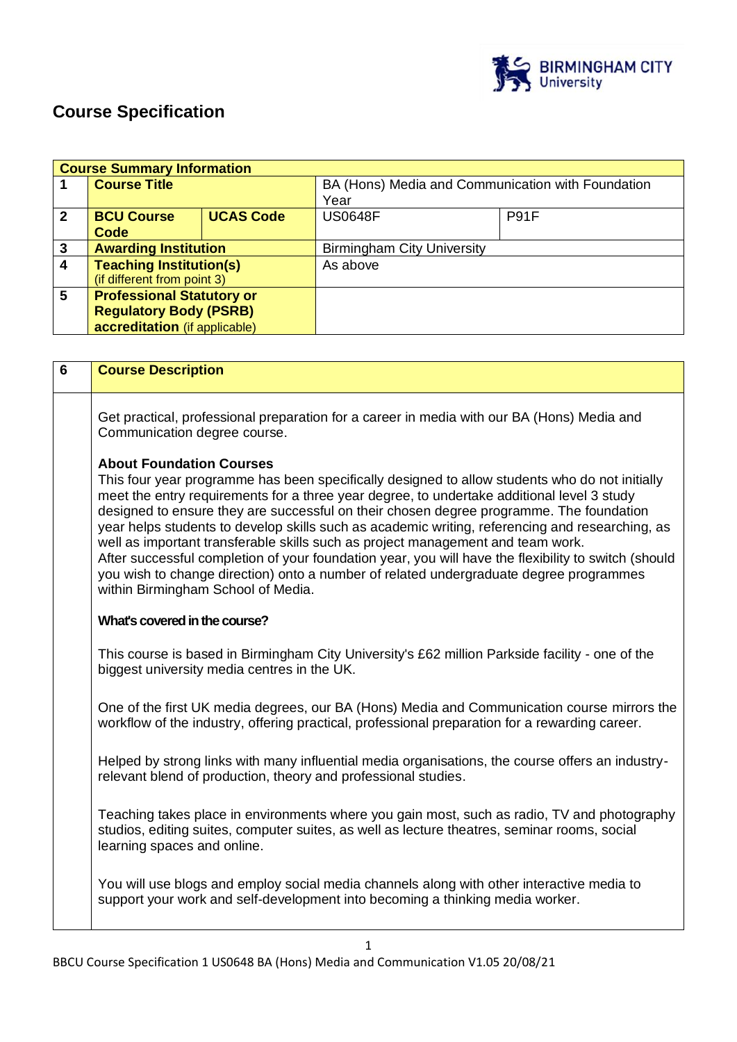# Course Specification

| Course Summary Information | | | | |
|---|---|---|---|---|
| 1 | **Course Title** | | BA (Hons) Media and Communication with Foundation Year | |
| 2 | **BCU Course Code** | **UCAS Code** | US0648F | P91F |
| 3 | **Awarding Institution** | | Birmingham City University | |
| 4 | **Teaching Institution(s)** (if different from point 3) | | As above | |
| 5 | **Professional Statutory or Regulatory Body (PSRB) accreditation** (if applicable) | | | |

| 6 | **Course Description** |
|---|---|

Get practical, professional preparation for a career in media with our BA (Hons) Media and Communication degree course.

**About Foundation Courses**

This four year programme has been specifically designed to allow students who do not initially meet the entry requirements for a three year degree, to undertake additional level 3 study designed to ensure they are successful on their chosen degree programme. The foundation year helps students to develop skills such as academic writing, referencing and researching, as well as important transferable skills such as project management and team work.
After successful completion of your foundation year, you will have the flexibility to switch (should you wish to change direction) onto a number of related undergraduate degree programmes within Birmingham School of Media.

**What's covered in the course?**

This course is based in Birmingham City University's £62 million Parkside facility - one of the biggest university media centres in the UK.

One of the first UK media degrees, our BA (Hons) Media and Communication course mirrors the workflow of the industry, offering practical, professional preparation for a rewarding career.

Helped by strong links with many influential media organisations, the course offers an industry-relevant blend of production, theory and professional studies.

Teaching takes place in environments where you gain most, such as radio, TV and photography studios, editing suites, computer suites, as well as lecture theatres, seminar rooms, social learning spaces and online.

You will use blogs and employ social media channels along with other interactive media to support your work and self-development into becoming a thinking media worker.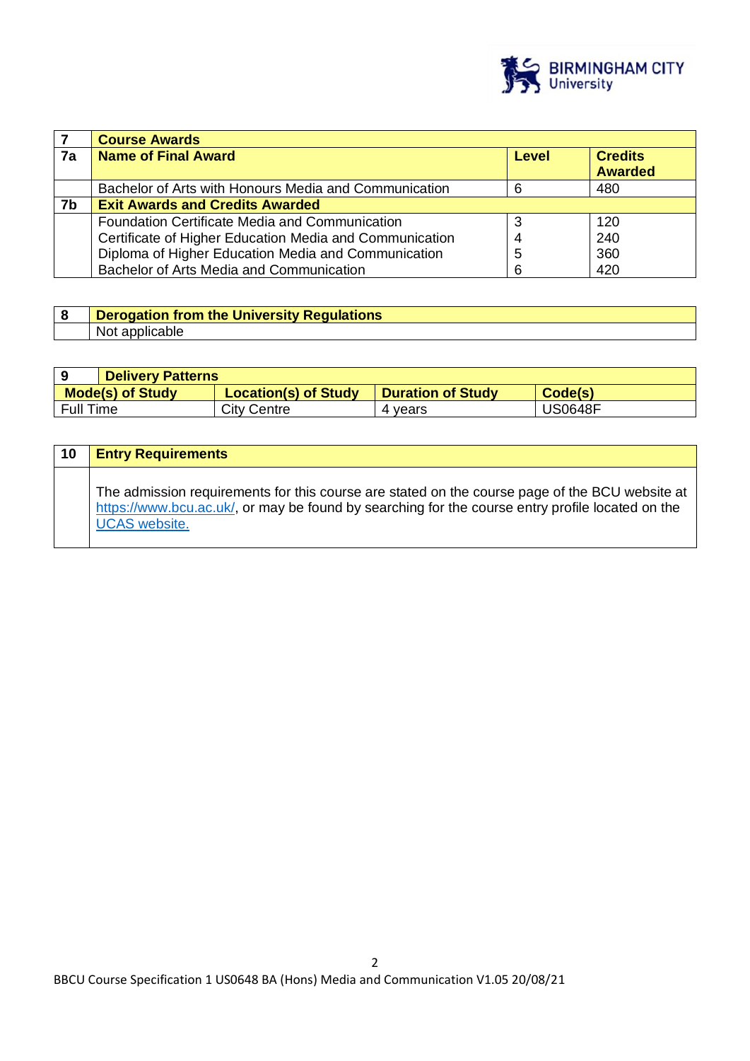| 7 | Course Awards | | |
|---|---|---|---|
| 7a | **Name of Final Award** | **Level** | **Credits Awarded** |
| | Bachelor of Arts with Honours Media and Communication | 6 | 480 |
| 7b | **Exit Awards and Credits Awarded** | | |
| | Foundation Certificate Media and Communication | 3 | 120 |
| | Certificate of Higher Education Media and Communication | 4 | 240 |
| | Diploma of Higher Education Media and Communication | 5 | 360 |
| | Bachelor of Arts Media and Communication | 6 | 420 |

| 8 | Derogation from the University Regulations |
|---|---|
| | Not applicable |

| 9 Delivery Patterns | | | |
|---|---|---|---|
| **Mode(s) of Study** | **Location(s) of Study** | **Duration of Study** | **Code(s)** |
| Full Time | City Centre | 4 years | US0648F |

| 10 | Entry Requirements |
|---|---|
| | The admission requirements for this course are stated on the course page of the BCU website at https://www.bcu.ac.uk/, or may be found by searching for the course entry profile located on the UCAS website. |

BBCU Course Specification 1 US0648 BA (Hons) Media and Communication V1.05 20/08/21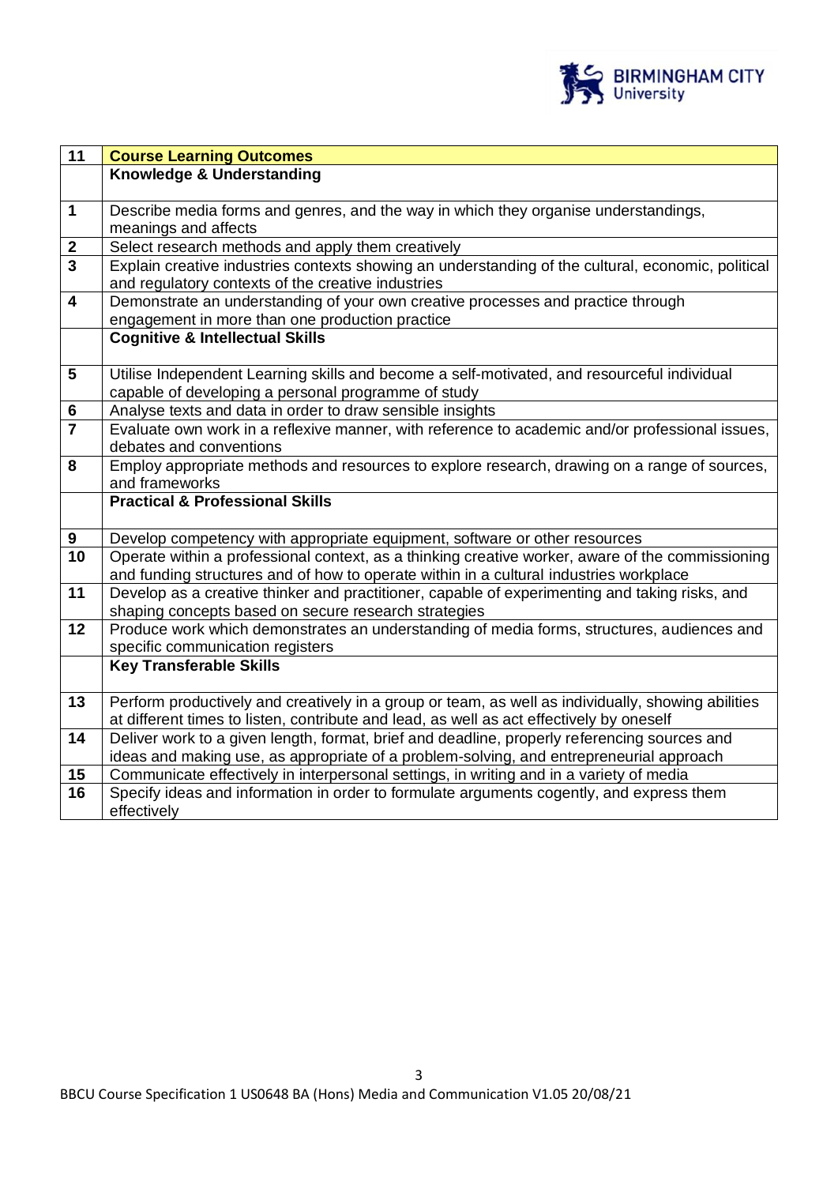| 11 | **Course Learning Outcomes** |
|---|---|
| | **Knowledge & Understanding** |
| 1 | Describe media forms and genres, and the way in which they organise understandings, meanings and affects |
| 2 | Select research methods and apply them creatively |
| 3 | Explain creative industries contexts showing an understanding of the cultural, economic, political and regulatory contexts of the creative industries |
| 4 | Demonstrate an understanding of your own creative processes and practice through engagement in more than one production practice |
| | **Cognitive & Intellectual Skills** |
| 5 | Utilise Independent Learning skills and become a self-motivated, and resourceful individual capable of developing a personal programme of study |
| 6 | Analyse texts and data in order to draw sensible insights |
| 7 | Evaluate own work in a reflexive manner, with reference to academic and/or professional issues, debates and conventions |
| 8 | Employ appropriate methods and resources to explore research, drawing on a range of sources, and frameworks |
| | **Practical & Professional Skills** |
| 9 | Develop competency with appropriate equipment, software or other resources |
| 10 | Operate within a professional context, as a thinking creative worker, aware of the commissioning and funding structures and of how to operate within in a cultural industries workplace |
| 11 | Develop as a creative thinker and practitioner, capable of experimenting and taking risks, and shaping concepts based on secure research strategies |
| 12 | Produce work which demonstrates an understanding of media forms, structures, audiences and specific communication registers |
| | **Key Transferable Skills** |
| 13 | Perform productively and creatively in a group or team, as well as individually, showing abilities at different times to listen, contribute and lead, as well as act effectively by oneself |
| 14 | Deliver work to a given length, format, brief and deadline, properly referencing sources and ideas and making use, as appropriate of a problem-solving, and entrepreneurial approach |
| 15 | Communicate effectively in interpersonal settings, in writing and in a variety of media |
| 16 | Specify ideas and information in order to formulate arguments cogently, and express them effectively |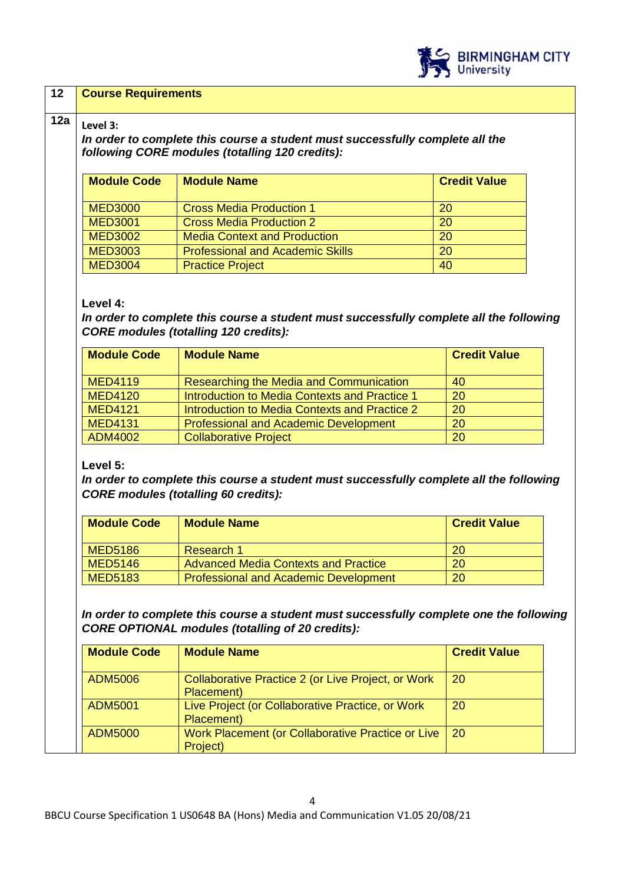## 12 Course Requirements

### 12a

**Level 3:**

***In order to complete this course a student must successfully complete all the following CORE modules (totalling 120 credits):***

| Module Code | Module Name | Credit Value |
|---|---|---|
| MED3000 | Cross Media Production 1 | 20 |
| MED3001 | Cross Media Production 2 | 20 |
| MED3002 | Media Context and Production | 20 |
| MED3003 | Professional and Academic Skills | 20 |
| MED3004 | Practice Project | 40 |

**Level 4:**

***In order to complete this course a student must successfully complete all the following CORE modules (totalling 120 credits):***

| Module Code | Module Name | Credit Value |
|---|---|---|
| MED4119 | Researching the Media and Communication | 40 |
| MED4120 | Introduction to Media Contexts and Practice 1 | 20 |
| MED4121 | Introduction to Media Contexts and Practice 2 | 20 |
| MED4131 | Professional and Academic Development | 20 |
| ADM4002 | Collaborative Project | 20 |

**Level 5:**

***In order to complete this course a student must successfully complete all the following CORE modules (totalling 60 credits):***

| Module Code | Module Name | Credit Value |
|---|---|---|
| MED5186 | Research 1 | 20 |
| MED5146 | Advanced Media Contexts and Practice | 20 |
| MED5183 | Professional and Academic Development | 20 |

***In order to complete this course a student must successfully complete one the following CORE OPTIONAL modules (totalling of 20 credits):***

| Module Code | Module Name | Credit Value |
|---|---|---|
| ADM5006 | Collaborative Practice 2 (or Live Project, or Work Placement) | 20 |
| ADM5001 | Live Project (or Collaborative Practice, or Work Placement) | 20 |
| ADM5000 | Work Placement (or Collaborative Practice or Live Project) | 20 |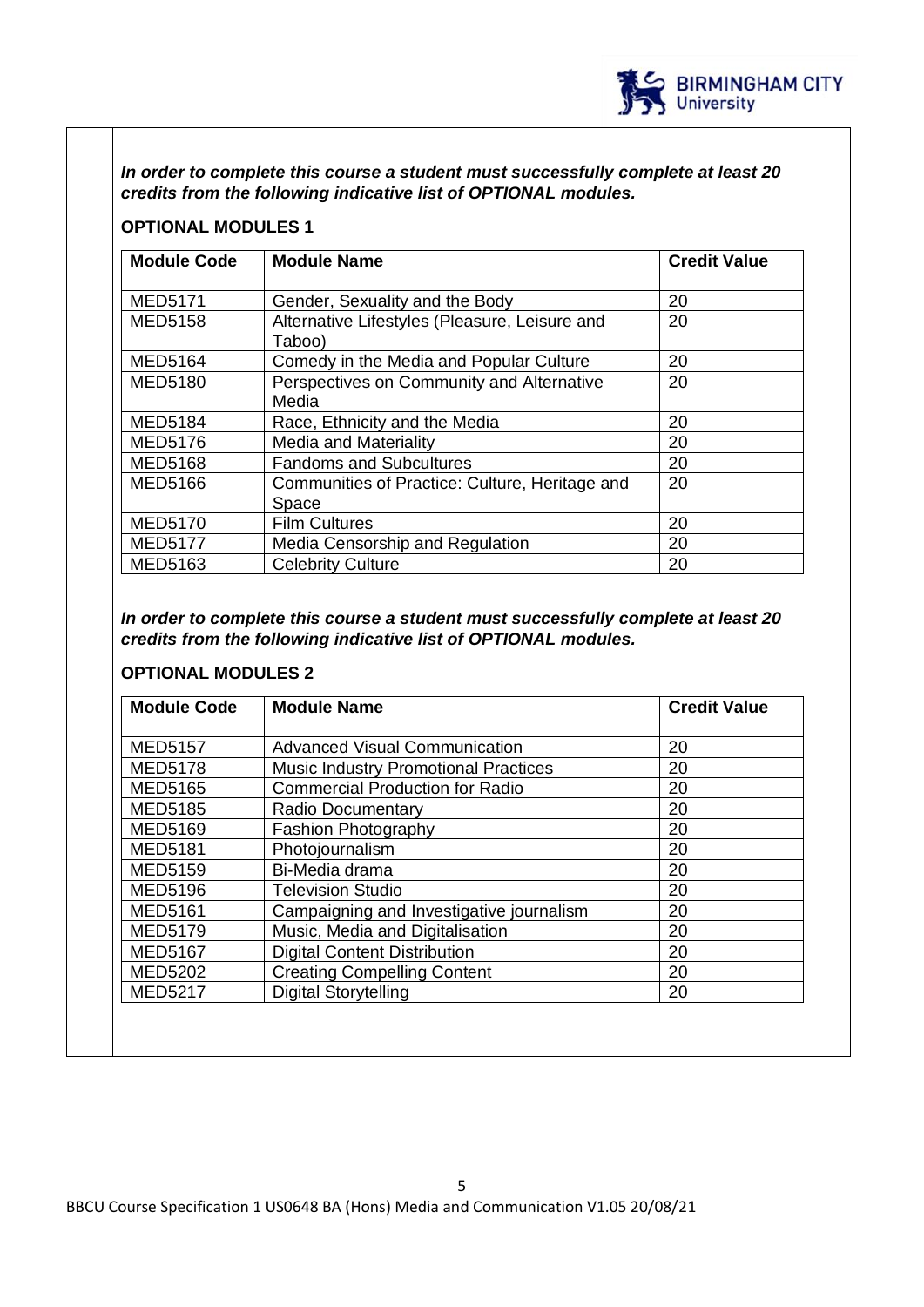***In order to complete this course a student must successfully complete at least 20 credits from the following indicative list of OPTIONAL modules.***

**OPTIONAL MODULES 1**

| Module Code | Module Name | Credit Value |
|---|---|---|
| MED5171 | Gender, Sexuality and the Body | 20 |
| MED5158 | Alternative Lifestyles (Pleasure, Leisure and Taboo) | 20 |
| MED5164 | Comedy in the Media and Popular Culture | 20 |
| MED5180 | Perspectives on Community and Alternative Media | 20 |
| MED5184 | Race, Ethnicity and the Media | 20 |
| MED5176 | Media and Materiality | 20 |
| MED5168 | Fandoms and Subcultures | 20 |
| MED5166 | Communities of Practice: Culture, Heritage and Space | 20 |
| MED5170 | Film Cultures | 20 |
| MED5177 | Media Censorship and Regulation | 20 |
| MED5163 | Celebrity Culture | 20 |

***In order to complete this course a student must successfully complete at least 20 credits from the following indicative list of OPTIONAL modules.***

**OPTIONAL MODULES 2**

| Module Code | Module Name | Credit Value |
|---|---|---|
| MED5157 | Advanced Visual Communication | 20 |
| MED5178 | Music Industry Promotional Practices | 20 |
| MED5165 | Commercial Production for Radio | 20 |
| MED5185 | Radio Documentary | 20 |
| MED5169 | Fashion Photography | 20 |
| MED5181 | Photojournalism | 20 |
| MED5159 | Bi-Media drama | 20 |
| MED5196 | Television Studio | 20 |
| MED5161 | Campaigning and Investigative journalism | 20 |
| MED5179 | Music, Media and Digitalisation | 20 |
| MED5167 | Digital Content Distribution | 20 |
| MED5202 | Creating Compelling Content | 20 |
| MED5217 | Digital Storytelling | 20 |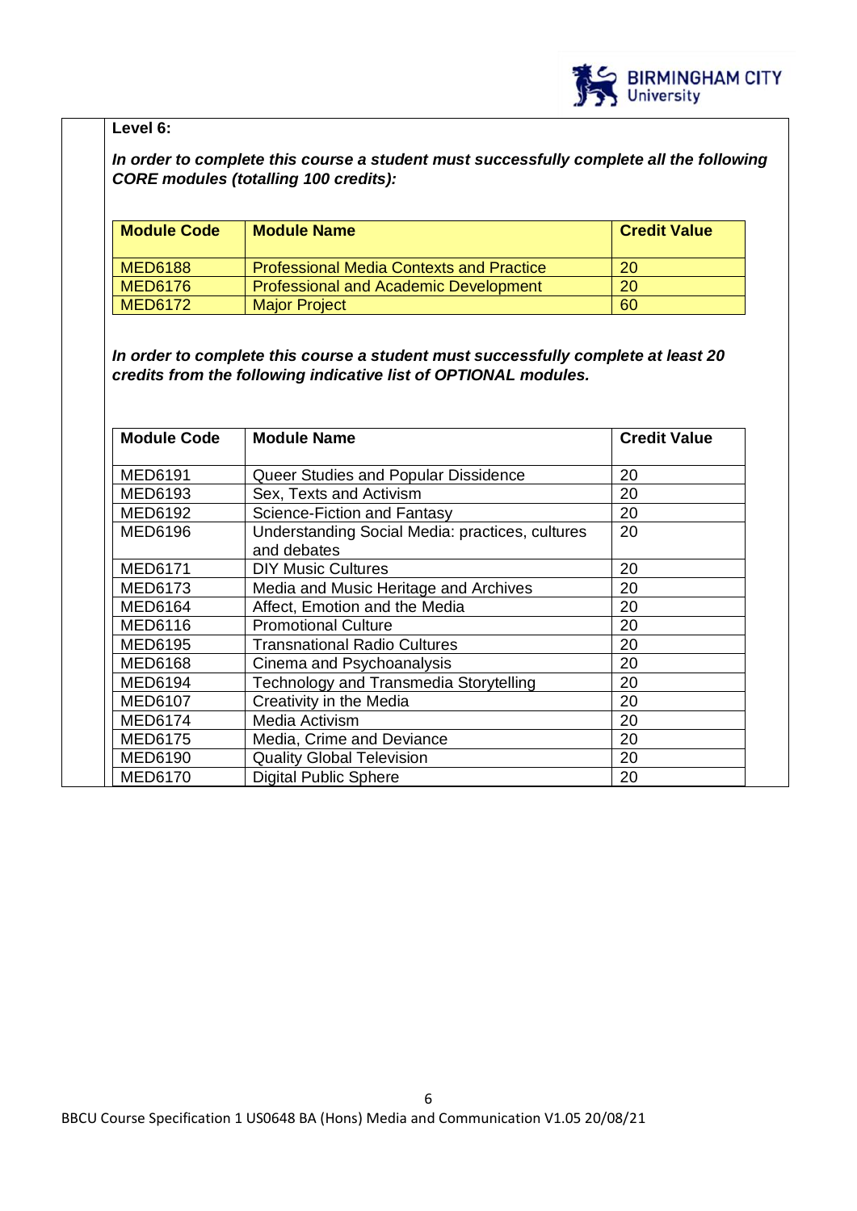**Level 6:**

***In order to complete this course a student must successfully complete all the following CORE modules (totalling 100 credits):***

| Module Code | Module Name | Credit Value |
| --- | --- | --- |
| MED6188 | Professional Media Contexts and Practice | 20 |
| MED6176 | Professional and Academic Development | 20 |
| MED6172 | Major Project | 60 |

***In order to complete this course a student must successfully complete at least 20 credits from the following indicative list of OPTIONAL modules.***

| Module Code | Module Name | Credit Value |
| --- | --- | --- |
| MED6191 | Queer Studies and Popular Dissidence | 20 |
| MED6193 | Sex, Texts and Activism | 20 |
| MED6192 | Science-Fiction and Fantasy | 20 |
| MED6196 | Understanding Social Media: practices, cultures and debates | 20 |
| MED6171 | DIY Music Cultures | 20 |
| MED6173 | Media and Music Heritage and Archives | 20 |
| MED6164 | Affect, Emotion and the Media | 20 |
| MED6116 | Promotional Culture | 20 |
| MED6195 | Transnational Radio Cultures | 20 |
| MED6168 | Cinema and Psychoanalysis | 20 |
| MED6194 | Technology and Transmedia Storytelling | 20 |
| MED6107 | Creativity in the Media | 20 |
| MED6174 | Media Activism | 20 |
| MED6175 | Media, Crime and Deviance | 20 |
| MED6190 | Quality Global Television | 20 |
| MED6170 | Digital Public Sphere | 20 |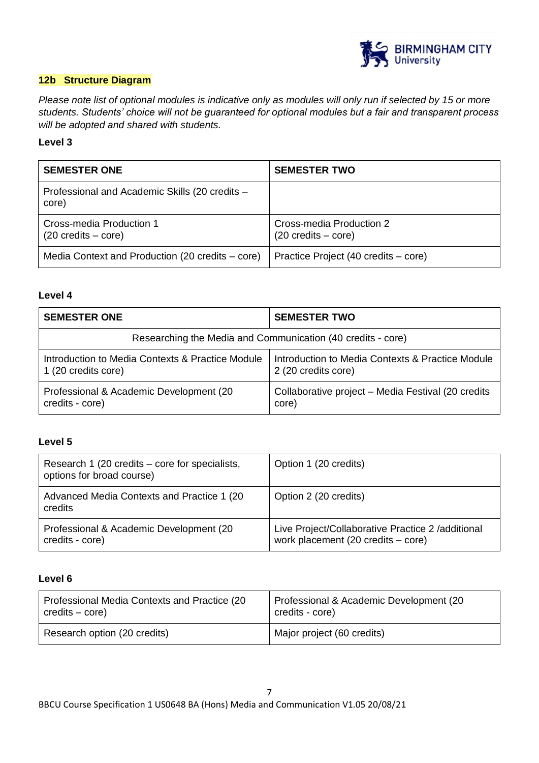## 12b Structure Diagram

*Please note list of optional modules is indicative only as modules will only run if selected by 15 or more students. Students' choice will not be guaranteed for optional modules but a fair and transparent process will be adopted and shared with students.*

**Level 3**

| SEMESTER ONE | SEMESTER TWO |
| --- | --- |
| Professional and Academic Skills (20 credits – core) | |
| Cross-media Production 1 (20 credits – core) | Cross-media Production 2 (20 credits – core) |
| Media Context and Production (20 credits – core) | Practice Project (40 credits – core) |

**Level 4**

| SEMESTER ONE | SEMESTER TWO |
| --- | --- |
| Researching the Media and Communication (40 credits - core) | |
| Introduction to Media Contexts & Practice Module 1 (20 credits core) | Introduction to Media Contexts & Practice Module 2 (20 credits core) |
| Professional & Academic Development (20 credits - core) | Collaborative project – Media Festival (20 credits core) |

**Level 5**

| | |
| --- | --- |
| Research 1 (20 credits – core for specialists, options for broad course) | Option 1 (20 credits) |
| Advanced Media Contexts and Practice 1 (20 credits | Option 2 (20 credits) |
| Professional & Academic Development (20 credits - core) | Live Project/Collaborative Practice 2 /additional work placement (20 credits – core) |

**Level 6**

| | |
| --- | --- |
| Professional Media Contexts and Practice (20 credits – core) | Professional & Academic Development (20 credits - core) |
| Research option (20 credits) | Major project (60 credits) |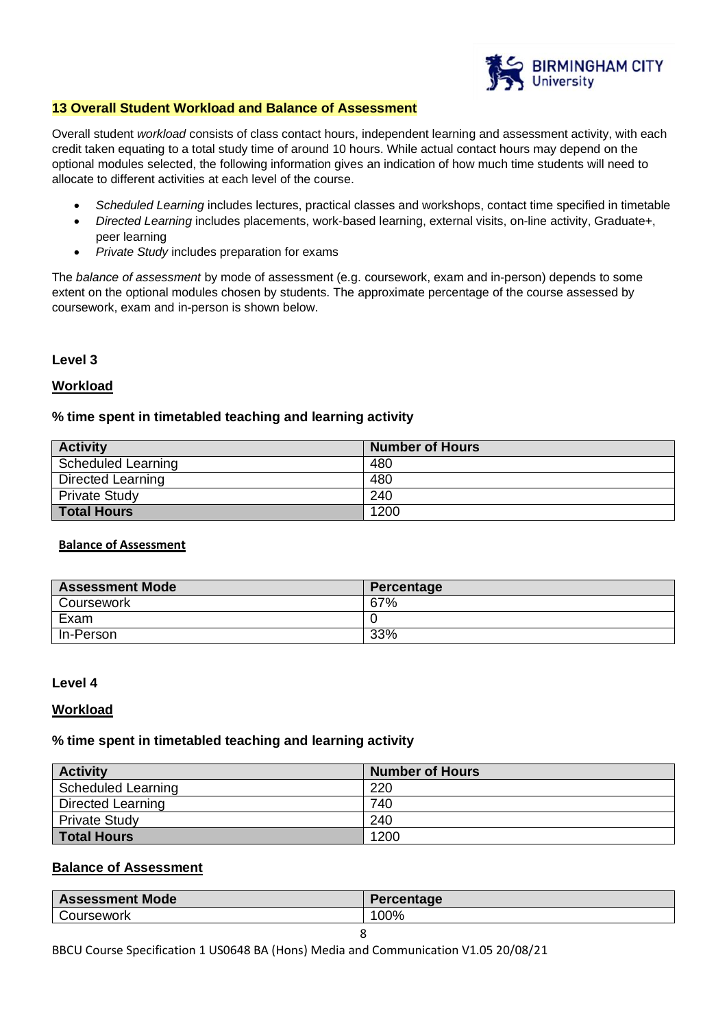## 13 Overall Student Workload and Balance of Assessment

Overall student *workload* consists of class contact hours, independent learning and assessment activity, with each credit taken equating to a total study time of around 10 hours. While actual contact hours may depend on the optional modules selected, the following information gives an indication of how much time students will need to allocate to different activities at each level of the course.

- *Scheduled Learning* includes lectures, practical classes and workshops, contact time specified in timetable
- *Directed Learning* includes placements, work-based learning, external visits, on-line activity, Graduate+, peer learning
- *Private Study* includes preparation for exams

The *balance of assessment* by mode of assessment (e.g. coursework, exam and in-person) depends to some extent on the optional modules chosen by students. The approximate percentage of the course assessed by coursework, exam and in-person is shown below.

### Level 3

**Workload**

**% time spent in timetabled teaching and learning activity**

| Activity | Number of Hours |
|---|---|
| Scheduled Learning | 480 |
| Directed Learning | 480 |
| Private Study | 240 |
| **Total Hours** | 1200 |

**Balance of Assessment**

| Assessment Mode | Percentage |
|---|---|
| Coursework | 67% |
| Exam | 0 |
| In-Person | 33% |

### Level 4

**Workload**

**% time spent in timetabled teaching and learning activity**

| Activity | Number of Hours |
|---|---|
| Scheduled Learning | 220 |
| Directed Learning | 740 |
| Private Study | 240 |
| **Total Hours** | 1200 |

**Balance of Assessment**

| Assessment Mode | Percentage |
|---|---|
| Coursework | 100% |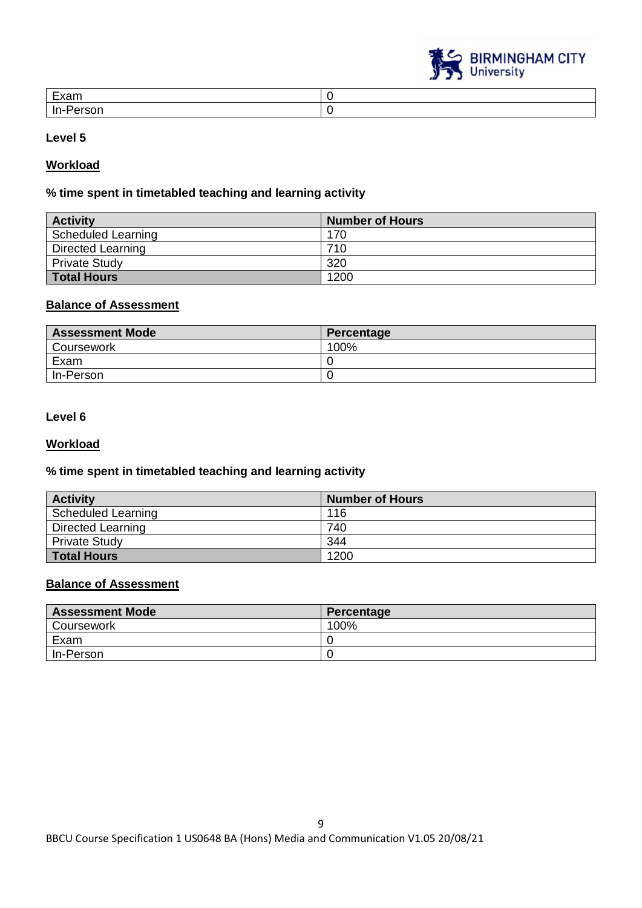| | |
|---|---|
| Exam | 0 |
| In-Person | 0 |

**Level 5**

## Workload

**% time spent in timetabled teaching and learning activity**

| Activity | Number of Hours |
|---|---|
| Scheduled Learning | 170 |
| Directed Learning | 710 |
| Private Study | 320 |
| **Total Hours** | 1200 |

## Balance of Assessment

| Assessment Mode | Percentage |
|---|---|
| Coursework | 100% |
| Exam | 0 |
| In-Person | 0 |

**Level 6**

## Workload

**% time spent in timetabled teaching and learning activity**

| Activity | Number of Hours |
|---|---|
| Scheduled Learning | 116 |
| Directed Learning | 740 |
| Private Study | 344 |
| **Total Hours** | 1200 |

## Balance of Assessment

| Assessment Mode | Percentage |
|---|---|
| Coursework | 100% |
| Exam | 0 |
| In-Person | 0 |